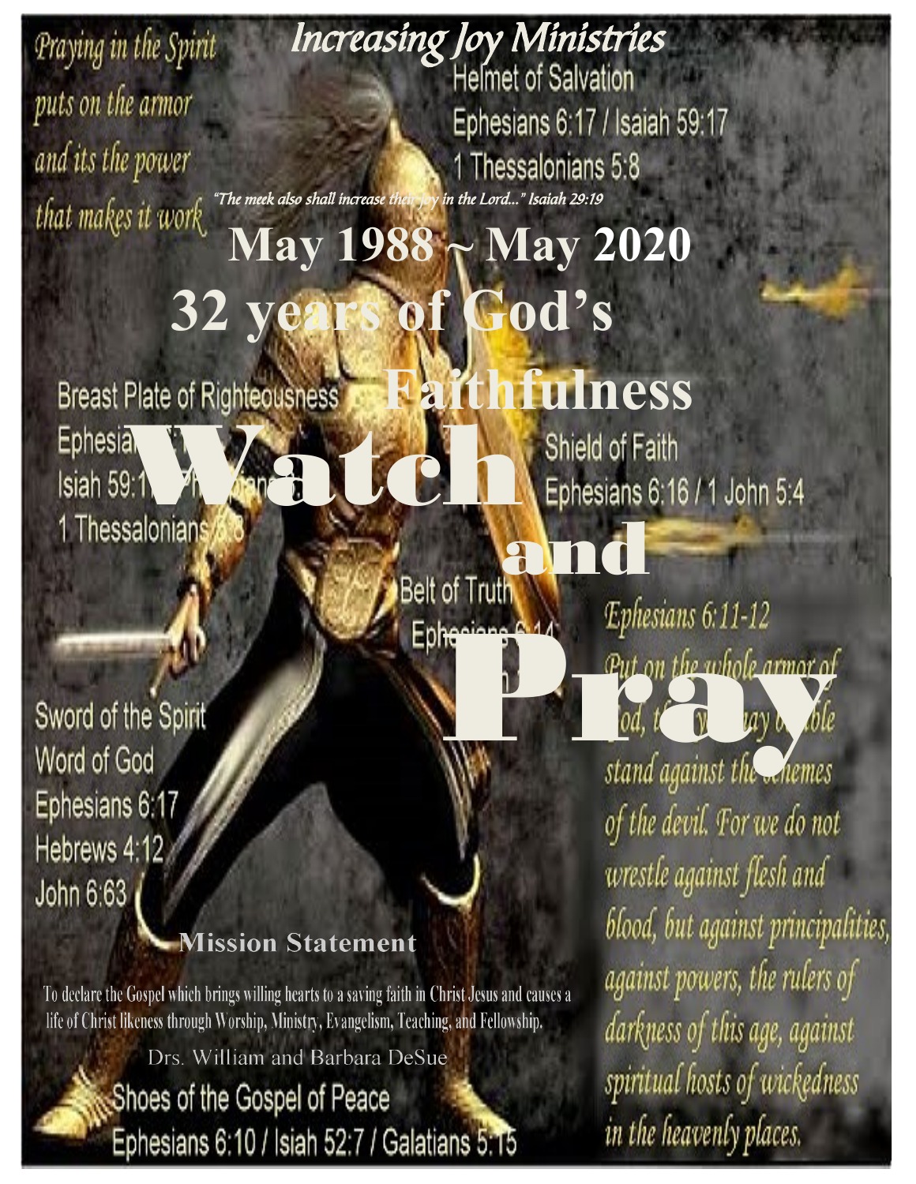# Increasing Joy Ministries

*"The meek also shall increase their joy in the Lord..." Isaiah 29:19*

## May 1988 ~ May 2020

## 32 years of God's Faithfulness

# Watch and Pray

*Praying in the Spirit puts on the armor and its the power that makes it work*

Helmet of Salvation
Ephesians 6:17 / Isaiah 59:17
1 Thessalonians 5:8

Breast Plate of Righteousness
Ephesians 6:14
Isiah 59:17 / Philippians
1 Thessalonians 5:8

Shield of Faith
Ephesians 6:16 / 1 John 5:4

Belt of Truth
Ephesians 6:14

Sword of the Spirit
Word of God
Ephesians 6:17
Hebrews 4:12
John 6:63

*Ephesians 6:11-12*

*Put on the whole armor of God, that you may be able stand against the schemes of the devil. For we do not wrestle against flesh and blood, but against principalities, against powers, the rulers of darkness of this age, against spiritual hosts of wickedness in the heavenly places.*

### Mission Statement

To declare the Gospel which brings willing hearts to a saving faith in Christ Jesus and causes a life of Christ likeness through Worship, Ministry, Evangelism, Teaching, and Fellowship.

Drs. William and Barbara DeSue

Shoes of the Gospel of Peace
Ephesians 6:10 / Isiah 52:7 / Galatians 5:15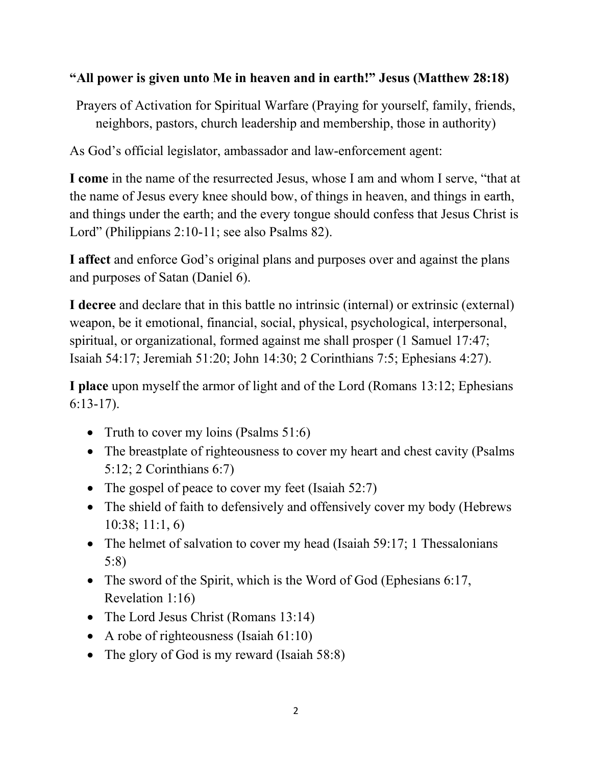**“All power is given unto Me in heaven and in earth!” Jesus (Matthew 28:18)**

Prayers of Activation for Spiritual Warfare (Praying for yourself, family, friends, neighbors, pastors, church leadership and membership, those in authority)

As God’s official legislator, ambassador and law-enforcement agent:

**I come** in the name of the resurrected Jesus, whose I am and whom I serve, “that at the name of Jesus every knee should bow, of things in heaven, and things in earth, and things under the earth; and the every tongue should confess that Jesus Christ is Lord” (Philippians 2:10-11; see also Psalms 82).

**I affect** and enforce God’s original plans and purposes over and against the plans and purposes of Satan (Daniel 6).

**I decree** and declare that in this battle no intrinsic (internal) or extrinsic (external) weapon, be it emotional, financial, social, physical, psychological, interpersonal, spiritual, or organizational, formed against me shall prosper (1 Samuel 17:47; Isaiah 54:17; Jeremiah 51:20; John 14:30; 2 Corinthians 7:5; Ephesians 4:27).

**I place** upon myself the armor of light and of the Lord (Romans 13:12; Ephesians 6:13-17).

- Truth to cover my loins (Psalms 51:6)
- The breastplate of righteousness to cover my heart and chest cavity (Psalms 5:12; 2 Corinthians 6:7)
- The gospel of peace to cover my feet (Isaiah 52:7)
- The shield of faith to defensively and offensively cover my body (Hebrews 10:38; 11:1, 6)
- The helmet of salvation to cover my head (Isaiah 59:17; 1 Thessalonians 5:8)
- The sword of the Spirit, which is the Word of God (Ephesians 6:17, Revelation 1:16)
- The Lord Jesus Christ (Romans 13:14)
- A robe of righteousness (Isaiah 61:10)
- The glory of God is my reward (Isaiah 58:8)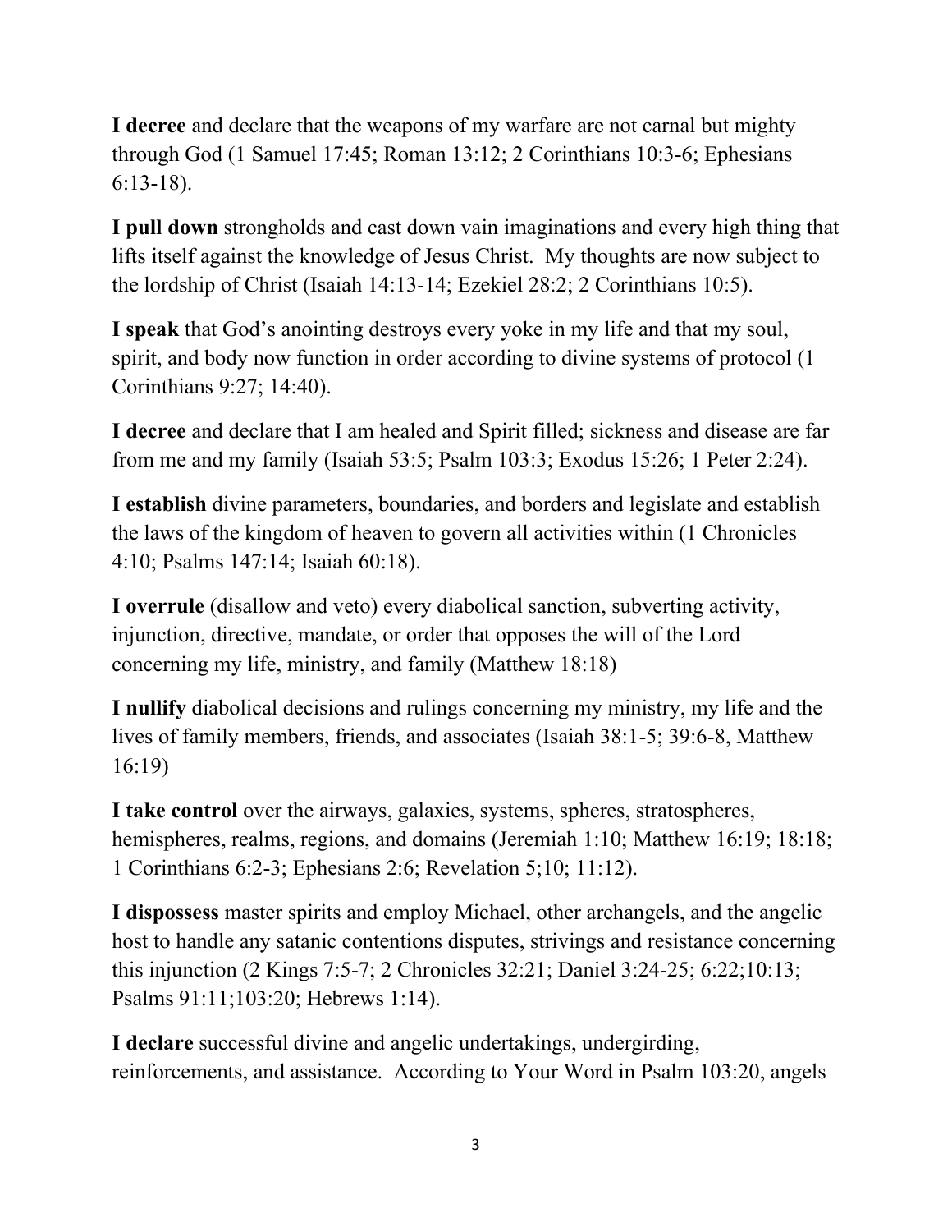**I decree** and declare that the weapons of my warfare are not carnal but mighty through God (1 Samuel 17:45; Roman 13:12; 2 Corinthians 10:3-6; Ephesians 6:13-18).

**I pull down** strongholds and cast down vain imaginations and every high thing that lifts itself against the knowledge of Jesus Christ. My thoughts are now subject to the lordship of Christ (Isaiah 14:13-14; Ezekiel 28:2; 2 Corinthians 10:5).

**I speak** that God's anointing destroys every yoke in my life and that my soul, spirit, and body now function in order according to divine systems of protocol (1 Corinthians 9:27; 14:40).

**I decree** and declare that I am healed and Spirit filled; sickness and disease are far from me and my family (Isaiah 53:5; Psalm 103:3; Exodus 15:26; 1 Peter 2:24).

**I establish** divine parameters, boundaries, and borders and legislate and establish the laws of the kingdom of heaven to govern all activities within (1 Chronicles 4:10; Psalms 147:14; Isaiah 60:18).

**I overrule** (disallow and veto) every diabolical sanction, subverting activity, injunction, directive, mandate, or order that opposes the will of the Lord concerning my life, ministry, and family (Matthew 18:18)

**I nullify** diabolical decisions and rulings concerning my ministry, my life and the lives of family members, friends, and associates (Isaiah 38:1-5; 39:6-8, Matthew 16:19)

**I take control** over the airways, galaxies, systems, spheres, stratospheres, hemispheres, realms, regions, and domains (Jeremiah 1:10; Matthew 16:19; 18:18; 1 Corinthians 6:2-3; Ephesians 2:6; Revelation 5;10; 11:12).

**I dispossess** master spirits and employ Michael, other archangels, and the angelic host to handle any satanic contentions disputes, strivings and resistance concerning this injunction (2 Kings 7:5-7; 2 Chronicles 32:21; Daniel 3:24-25; 6:22;10:13; Psalms 91:11;103:20; Hebrews 1:14).

**I declare** successful divine and angelic undertakings, undergirding, reinforcements, and assistance. According to Your Word in Psalm 103:20, angels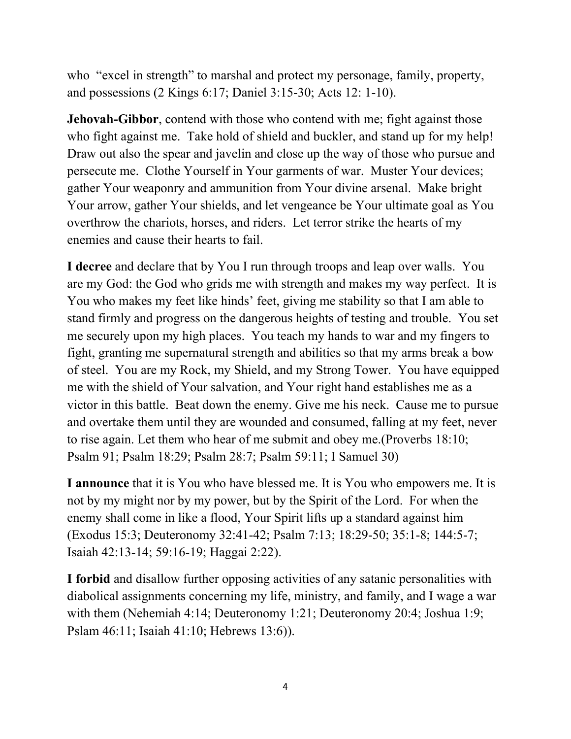who "excel in strength" to marshal and protect my personage, family, property, and possessions (2 Kings 6:17; Daniel 3:15-30; Acts 12: 1-10).

**Jehovah-Gibbor**, contend with those who contend with me; fight against those who fight against me. Take hold of shield and buckler, and stand up for my help! Draw out also the spear and javelin and close up the way of those who pursue and persecute me. Clothe Yourself in Your garments of war. Muster Your devices; gather Your weaponry and ammunition from Your divine arsenal. Make bright Your arrow, gather Your shields, and let vengeance be Your ultimate goal as You overthrow the chariots, horses, and riders. Let terror strike the hearts of my enemies and cause their hearts to fail.

**I decree** and declare that by You I run through troops and leap over walls. You are my God: the God who grids me with strength and makes my way perfect. It is You who makes my feet like hinds' feet, giving me stability so that I am able to stand firmly and progress on the dangerous heights of testing and trouble. You set me securely upon my high places. You teach my hands to war and my fingers to fight, granting me supernatural strength and abilities so that my arms break a bow of steel. You are my Rock, my Shield, and my Strong Tower. You have equipped me with the shield of Your salvation, and Your right hand establishes me as a victor in this battle. Beat down the enemy. Give me his neck. Cause me to pursue and overtake them until they are wounded and consumed, falling at my feet, never to rise again. Let them who hear of me submit and obey me.(Proverbs 18:10; Psalm 91; Psalm 18:29; Psalm 28:7; Psalm 59:11; I Samuel 30)

**I announce** that it is You who have blessed me. It is You who empowers me. It is not by my might nor by my power, but by the Spirit of the Lord. For when the enemy shall come in like a flood, Your Spirit lifts up a standard against him (Exodus 15:3; Deuteronomy 32:41-42; Psalm 7:13; 18:29-50; 35:1-8; 144:5-7; Isaiah 42:13-14; 59:16-19; Haggai 2:22).

**I forbid** and disallow further opposing activities of any satanic personalities with diabolical assignments concerning my life, ministry, and family, and I wage a war with them (Nehemiah 4:14; Deuteronomy 1:21; Deuteronomy 20:4; Joshua 1:9; Pslam 46:11; Isaiah 41:10; Hebrews 13:6)).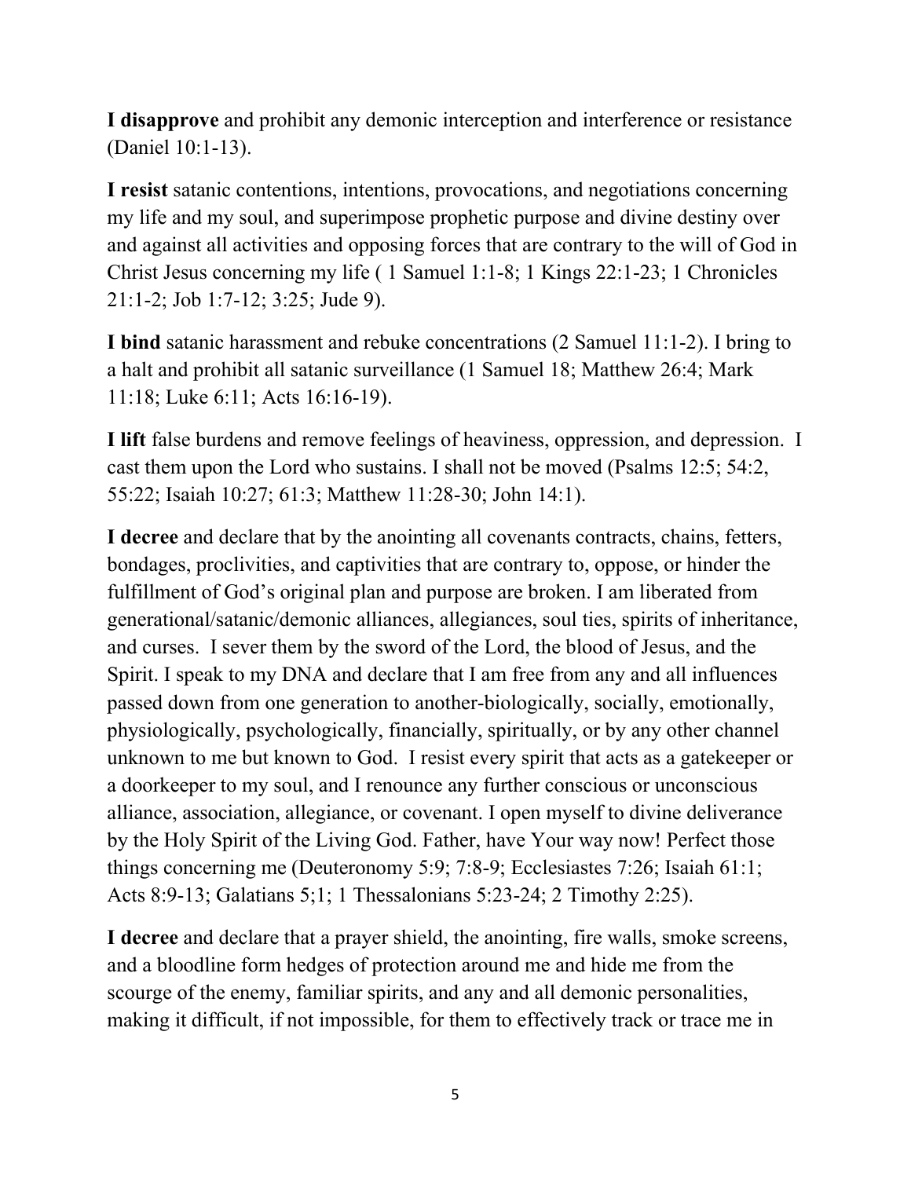**I disapprove** and prohibit any demonic interception and interference or resistance (Daniel 10:1-13).

**I resist** satanic contentions, intentions, provocations, and negotiations concerning my life and my soul, and superimpose prophetic purpose and divine destiny over and against all activities and opposing forces that are contrary to the will of God in Christ Jesus concerning my life ( 1 Samuel 1:1-8; 1 Kings 22:1-23; 1 Chronicles 21:1-2; Job 1:7-12; 3:25; Jude 9).

**I bind** satanic harassment and rebuke concentrations (2 Samuel 11:1-2). I bring to a halt and prohibit all satanic surveillance (1 Samuel 18; Matthew 26:4; Mark 11:18; Luke 6:11; Acts 16:16-19).

**I lift** false burdens and remove feelings of heaviness, oppression, and depression. I cast them upon the Lord who sustains. I shall not be moved (Psalms 12:5; 54:2, 55:22; Isaiah 10:27; 61:3; Matthew 11:28-30; John 14:1).

**I decree** and declare that by the anointing all covenants contracts, chains, fetters, bondages, proclivities, and captivities that are contrary to, oppose, or hinder the fulfillment of God's original plan and purpose are broken. I am liberated from generational/satanic/demonic alliances, allegiances, soul ties, spirits of inheritance, and curses. I sever them by the sword of the Lord, the blood of Jesus, and the Spirit. I speak to my DNA and declare that I am free from any and all influences passed down from one generation to another-biologically, socially, emotionally, physiologically, psychologically, financially, spiritually, or by any other channel unknown to me but known to God. I resist every spirit that acts as a gatekeeper or a doorkeeper to my soul, and I renounce any further conscious or unconscious alliance, association, allegiance, or covenant. I open myself to divine deliverance by the Holy Spirit of the Living God. Father, have Your way now! Perfect those things concerning me (Deuteronomy 5:9; 7:8-9; Ecclesiastes 7:26; Isaiah 61:1; Acts 8:9-13; Galatians 5;1; 1 Thessalonians 5:23-24; 2 Timothy 2:25).

**I decree** and declare that a prayer shield, the anointing, fire walls, smoke screens, and a bloodline form hedges of protection around me and hide me from the scourge of the enemy, familiar spirits, and any and all demonic personalities, making it difficult, if not impossible, for them to effectively track or trace me in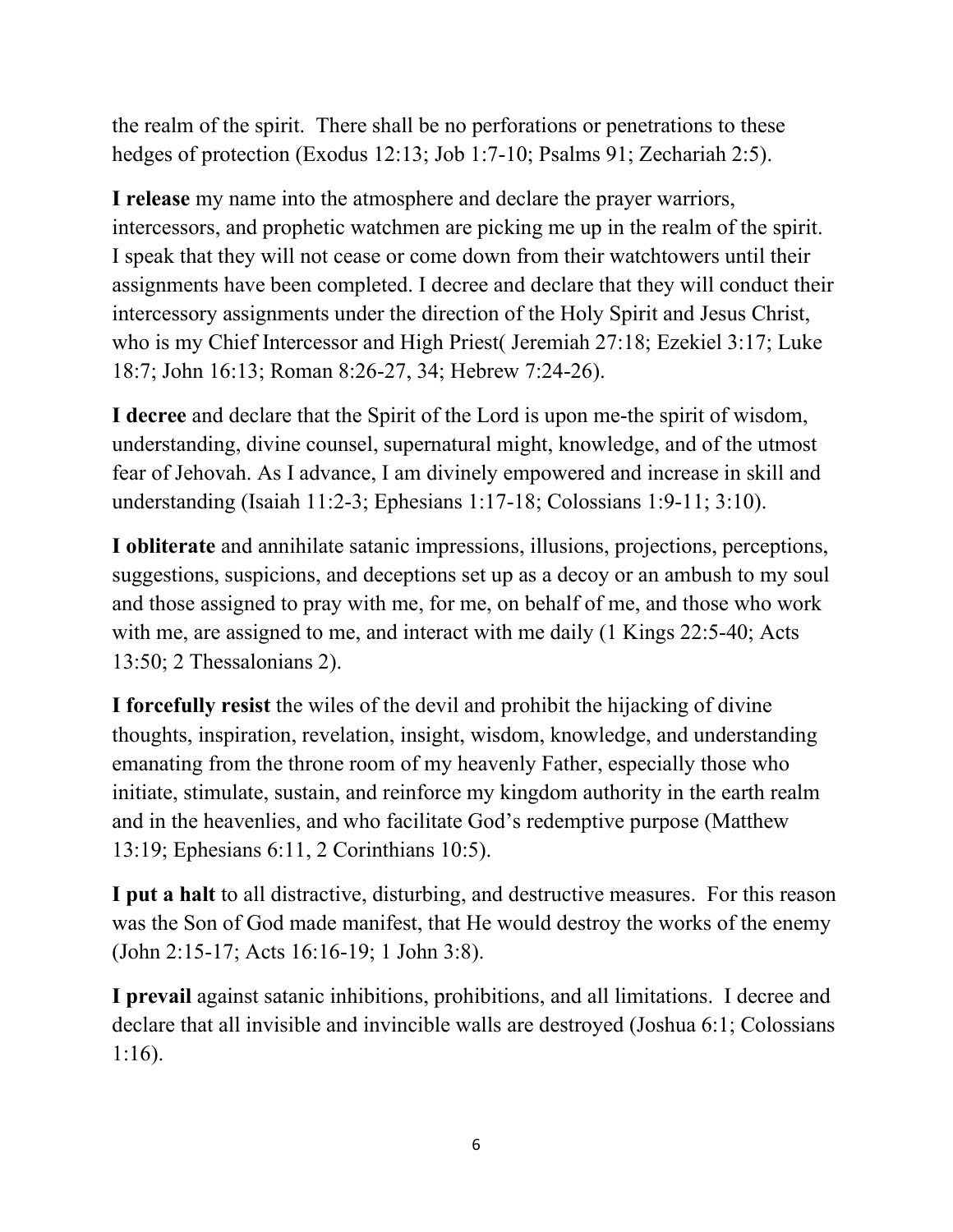the realm of the spirit. There shall be no perforations or penetrations to these hedges of protection (Exodus 12:13; Job 1:7-10; Psalms 91; Zechariah 2:5).

**I release** my name into the atmosphere and declare the prayer warriors, intercessors, and prophetic watchmen are picking me up in the realm of the spirit. I speak that they will not cease or come down from their watchtowers until their assignments have been completed. I decree and declare that they will conduct their intercessory assignments under the direction of the Holy Spirit and Jesus Christ, who is my Chief Intercessor and High Priest( Jeremiah 27:18; Ezekiel 3:17; Luke 18:7; John 16:13; Roman 8:26-27, 34; Hebrew 7:24-26).

**I decree** and declare that the Spirit of the Lord is upon me-the spirit of wisdom, understanding, divine counsel, supernatural might, knowledge, and of the utmost fear of Jehovah. As I advance, I am divinely empowered and increase in skill and understanding (Isaiah 11:2-3; Ephesians 1:17-18; Colossians 1:9-11; 3:10).

**I obliterate** and annihilate satanic impressions, illusions, projections, perceptions, suggestions, suspicions, and deceptions set up as a decoy or an ambush to my soul and those assigned to pray with me, for me, on behalf of me, and those who work with me, are assigned to me, and interact with me daily (1 Kings 22:5-40; Acts 13:50; 2 Thessalonians 2).

**I forcefully resist** the wiles of the devil and prohibit the hijacking of divine thoughts, inspiration, revelation, insight, wisdom, knowledge, and understanding emanating from the throne room of my heavenly Father, especially those who initiate, stimulate, sustain, and reinforce my kingdom authority in the earth realm and in the heavenlies, and who facilitate God's redemptive purpose (Matthew 13:19; Ephesians 6:11, 2 Corinthians 10:5).

**I put a halt** to all distractive, disturbing, and destructive measures. For this reason was the Son of God made manifest, that He would destroy the works of the enemy (John 2:15-17; Acts 16:16-19; 1 John 3:8).

**I prevail** against satanic inhibitions, prohibitions, and all limitations. I decree and declare that all invisible and invincible walls are destroyed (Joshua 6:1; Colossians 1:16).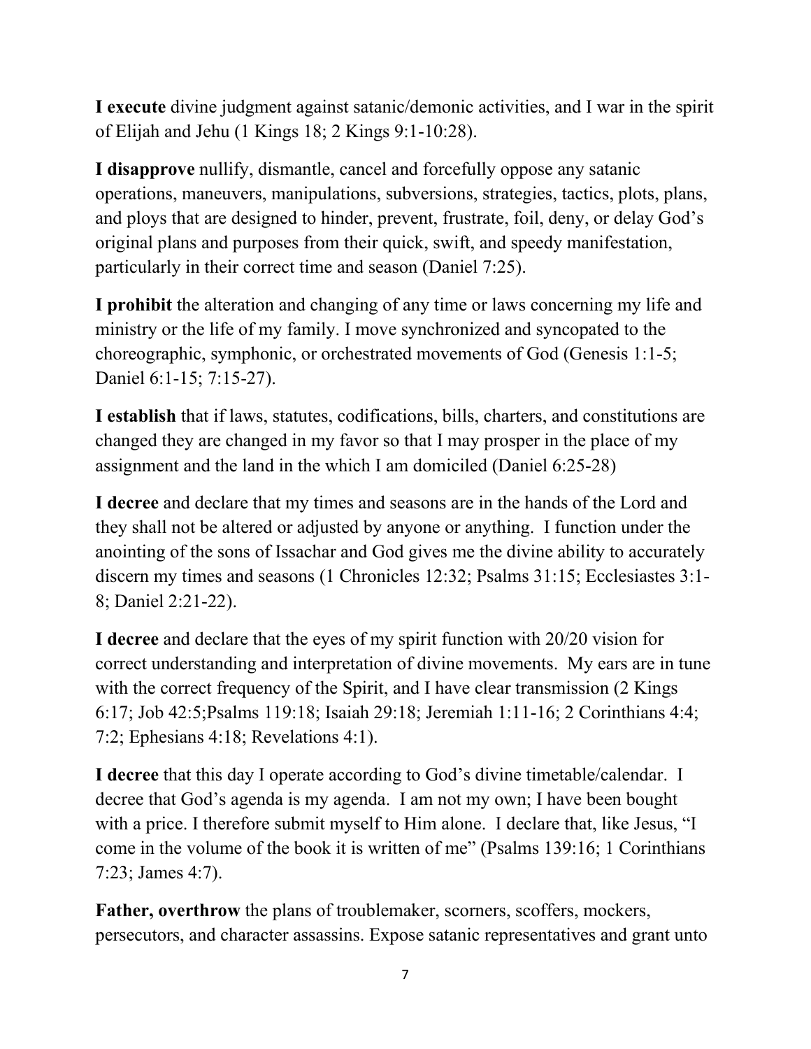**I execute** divine judgment against satanic/demonic activities, and I war in the spirit of Elijah and Jehu (1 Kings 18; 2 Kings 9:1-10:28).

**I disapprove** nullify, dismantle, cancel and forcefully oppose any satanic operations, maneuvers, manipulations, subversions, strategies, tactics, plots, plans, and ploys that are designed to hinder, prevent, frustrate, foil, deny, or delay God's original plans and purposes from their quick, swift, and speedy manifestation, particularly in their correct time and season (Daniel 7:25).

**I prohibit** the alteration and changing of any time or laws concerning my life and ministry or the life of my family. I move synchronized and syncopated to the choreographic, symphonic, or orchestrated movements of God (Genesis 1:1-5; Daniel 6:1-15; 7:15-27).

**I establish** that if laws, statutes, codifications, bills, charters, and constitutions are changed they are changed in my favor so that I may prosper in the place of my assignment and the land in the which I am domiciled (Daniel 6:25-28)

**I decree** and declare that my times and seasons are in the hands of the Lord and they shall not be altered or adjusted by anyone or anything. I function under the anointing of the sons of Issachar and God gives me the divine ability to accurately discern my times and seasons (1 Chronicles 12:32; Psalms 31:15; Ecclesiastes 3:1-8; Daniel 2:21-22).

**I decree** and declare that the eyes of my spirit function with 20/20 vision for correct understanding and interpretation of divine movements. My ears are in tune with the correct frequency of the Spirit, and I have clear transmission (2 Kings 6:17; Job 42:5;Psalms 119:18; Isaiah 29:18; Jeremiah 1:11-16; 2 Corinthians 4:4; 7:2; Ephesians 4:18; Revelations 4:1).

**I decree** that this day I operate according to God's divine timetable/calendar. I decree that God's agenda is my agenda. I am not my own; I have been bought with a price. I therefore submit myself to Him alone. I declare that, like Jesus, "I come in the volume of the book it is written of me" (Psalms 139:16; 1 Corinthians 7:23; James 4:7).

**Father, overthrow** the plans of troublemaker, scorners, scoffers, mockers, persecutors, and character assassins. Expose satanic representatives and grant unto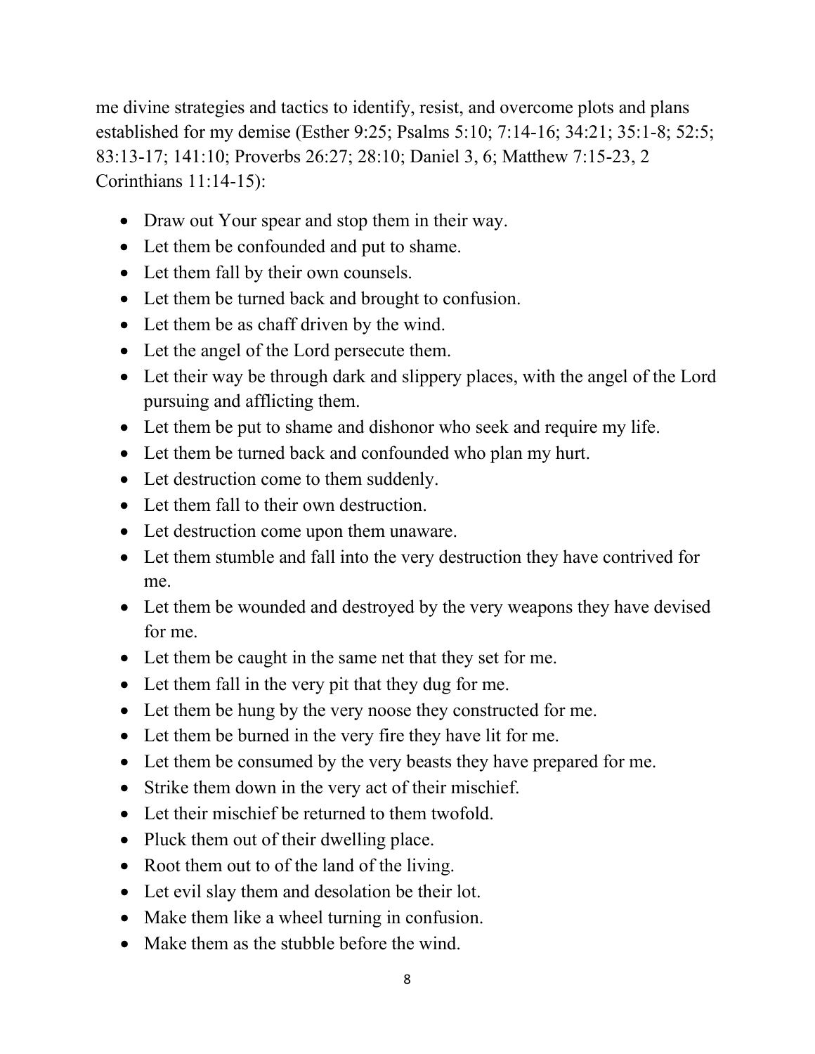me divine strategies and tactics to identify, resist, and overcome plots and plans established for my demise (Esther 9:25; Psalms 5:10; 7:14-16; 34:21; 35:1-8; 52:5; 83:13-17; 141:10; Proverbs 26:27; 28:10; Daniel 3, 6; Matthew 7:15-23, 2 Corinthians 11:14-15):

- Draw out Your spear and stop them in their way.
- Let them be confounded and put to shame.
- Let them fall by their own counsels.
- Let them be turned back and brought to confusion.
- Let them be as chaff driven by the wind.
- Let the angel of the Lord persecute them.
- Let their way be through dark and slippery places, with the angel of the Lord pursuing and afflicting them.
- Let them be put to shame and dishonor who seek and require my life.
- Let them be turned back and confounded who plan my hurt.
- Let destruction come to them suddenly.
- Let them fall to their own destruction.
- Let destruction come upon them unaware.
- Let them stumble and fall into the very destruction they have contrived for me.
- Let them be wounded and destroyed by the very weapons they have devised for me.
- Let them be caught in the same net that they set for me.
- Let them fall in the very pit that they dug for me.
- Let them be hung by the very noose they constructed for me.
- Let them be burned in the very fire they have lit for me.
- Let them be consumed by the very beasts they have prepared for me.
- Strike them down in the very act of their mischief.
- Let their mischief be returned to them twofold.
- Pluck them out of their dwelling place.
- Root them out to of the land of the living.
- Let evil slay them and desolation be their lot.
- Make them like a wheel turning in confusion.
- Make them as the stubble before the wind.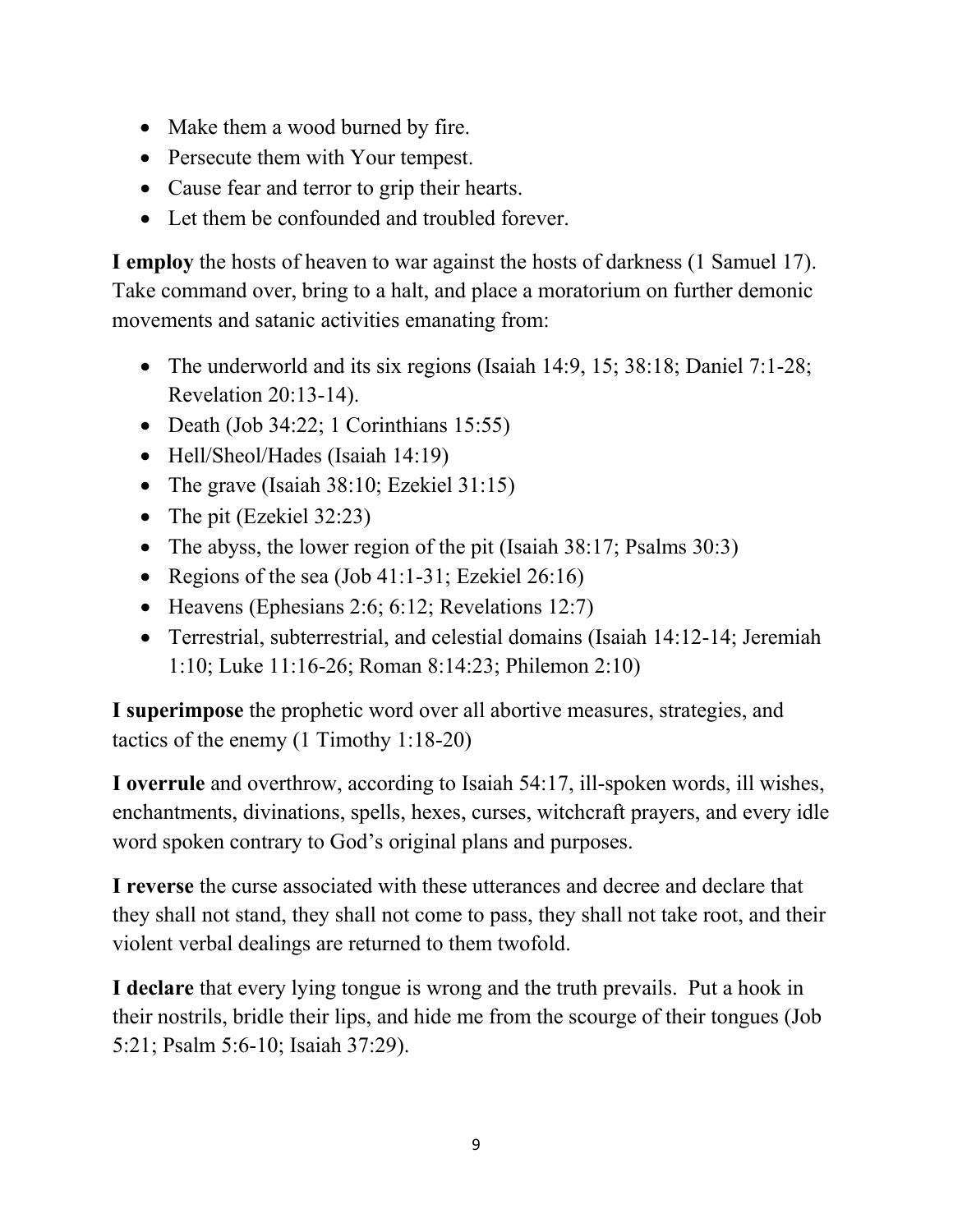- Make them a wood burned by fire.
- Persecute them with Your tempest.
- Cause fear and terror to grip their hearts.
- Let them be confounded and troubled forever.

**I employ** the hosts of heaven to war against the hosts of darkness (1 Samuel 17). Take command over, bring to a halt, and place a moratorium on further demonic movements and satanic activities emanating from:

- The underworld and its six regions (Isaiah 14:9, 15; 38:18; Daniel 7:1-28; Revelation 20:13-14).
- Death (Job 34:22; 1 Corinthians 15:55)
- Hell/Sheol/Hades (Isaiah 14:19)
- The grave (Isaiah 38:10; Ezekiel 31:15)
- The pit (Ezekiel 32:23)
- The abyss, the lower region of the pit (Isaiah 38:17; Psalms 30:3)
- Regions of the sea (Job 41:1-31; Ezekiel 26:16)
- Heavens (Ephesians 2:6; 6:12; Revelations 12:7)
- Terrestrial, subterrestrial, and celestial domains (Isaiah 14:12-14; Jeremiah 1:10; Luke 11:16-26; Roman 8:14:23; Philemon 2:10)

**I superimpose** the prophetic word over all abortive measures, strategies, and tactics of the enemy (1 Timothy 1:18-20)

**I overrule** and overthrow, according to Isaiah 54:17, ill-spoken words, ill wishes, enchantments, divinations, spells, hexes, curses, witchcraft prayers, and every idle word spoken contrary to God's original plans and purposes.

**I reverse** the curse associated with these utterances and decree and declare that they shall not stand, they shall not come to pass, they shall not take root, and their violent verbal dealings are returned to them twofold.

**I declare** that every lying tongue is wrong and the truth prevails. Put a hook in their nostrils, bridle their lips, and hide me from the scourge of their tongues (Job 5:21; Psalm 5:6-10; Isaiah 37:29).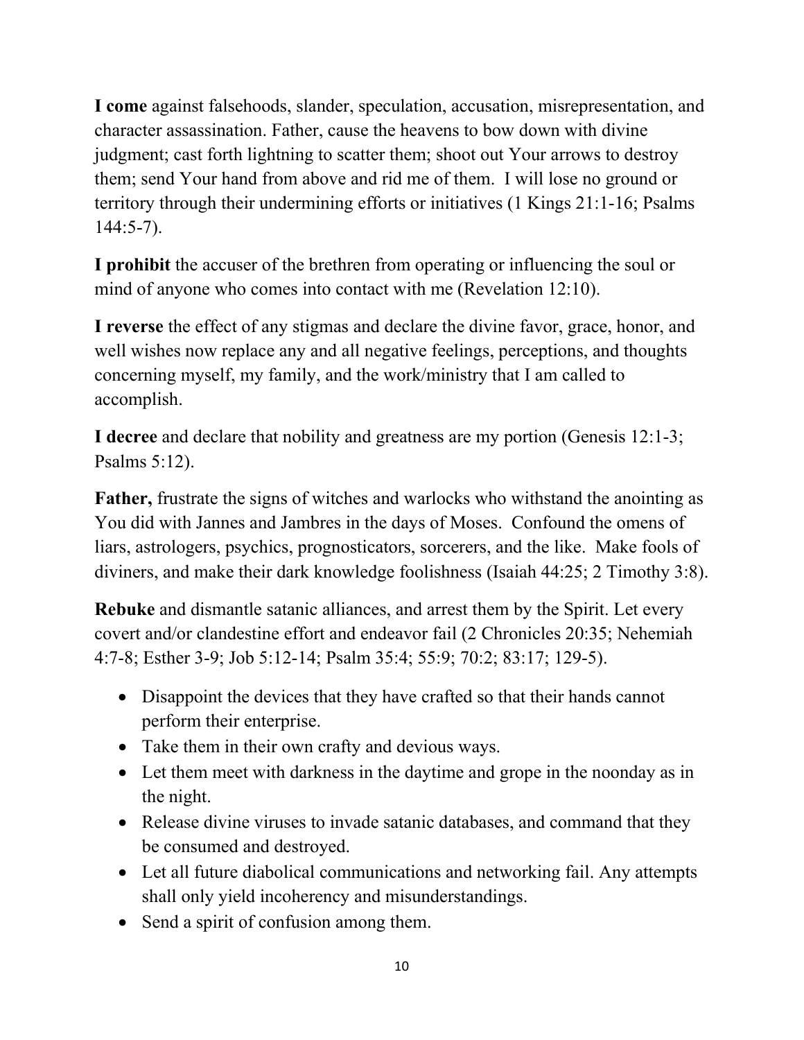**I come** against falsehoods, slander, speculation, accusation, misrepresentation, and character assassination. Father, cause the heavens to bow down with divine judgment; cast forth lightning to scatter them; shoot out Your arrows to destroy them; send Your hand from above and rid me of them. I will lose no ground or territory through their undermining efforts or initiatives (1 Kings 21:1-16; Psalms 144:5-7).

**I prohibit** the accuser of the brethren from operating or influencing the soul or mind of anyone who comes into contact with me (Revelation 12:10).

**I reverse** the effect of any stigmas and declare the divine favor, grace, honor, and well wishes now replace any and all negative feelings, perceptions, and thoughts concerning myself, my family, and the work/ministry that I am called to accomplish.

**I decree** and declare that nobility and greatness are my portion (Genesis 12:1-3; Psalms 5:12).

**Father,** frustrate the signs of witches and warlocks who withstand the anointing as You did with Jannes and Jambres in the days of Moses. Confound the omens of liars, astrologers, psychics, prognosticators, sorcerers, and the like. Make fools of diviners, and make their dark knowledge foolishness (Isaiah 44:25; 2 Timothy 3:8).

**Rebuke** and dismantle satanic alliances, and arrest them by the Spirit. Let every covert and/or clandestine effort and endeavor fail (2 Chronicles 20:35; Nehemiah 4:7-8; Esther 3-9; Job 5:12-14; Psalm 35:4; 55:9; 70:2; 83:17; 129-5).

- Disappoint the devices that they have crafted so that their hands cannot perform their enterprise.
- Take them in their own crafty and devious ways.
- Let them meet with darkness in the daytime and grope in the noonday as in the night.
- Release divine viruses to invade satanic databases, and command that they be consumed and destroyed.
- Let all future diabolical communications and networking fail. Any attempts shall only yield incoherency and misunderstandings.
- Send a spirit of confusion among them.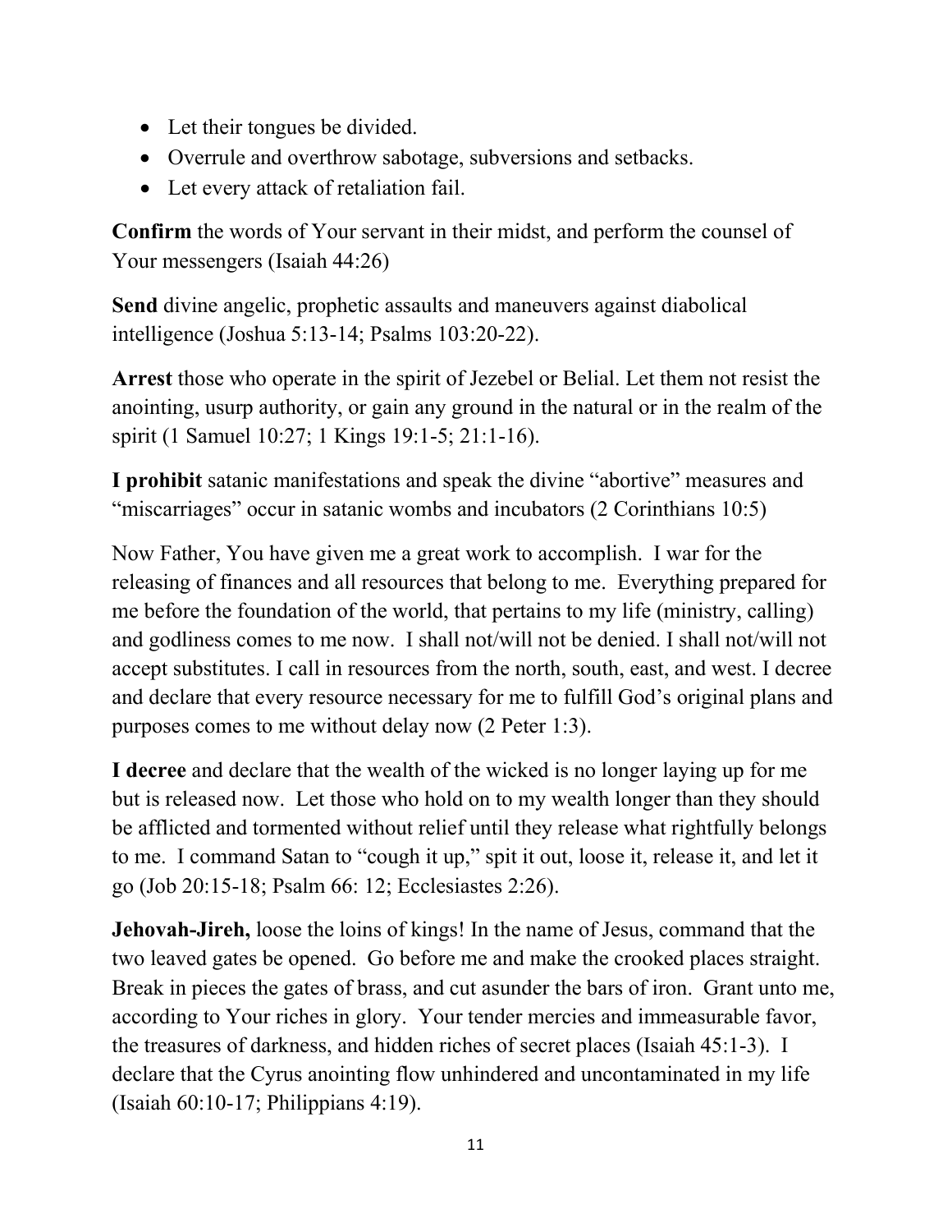- Let their tongues be divided.
- Overrule and overthrow sabotage, subversions and setbacks.
- Let every attack of retaliation fail.

**Confirm** the words of Your servant in their midst, and perform the counsel of Your messengers (Isaiah 44:26)

**Send** divine angelic, prophetic assaults and maneuvers against diabolical intelligence (Joshua 5:13-14; Psalms 103:20-22).

**Arrest** those who operate in the spirit of Jezebel or Belial. Let them not resist the anointing, usurp authority, or gain any ground in the natural or in the realm of the spirit (1 Samuel 10:27; 1 Kings 19:1-5; 21:1-16).

**I prohibit** satanic manifestations and speak the divine "abortive" measures and "miscarriages" occur in satanic wombs and incubators (2 Corinthians 10:5)

Now Father, You have given me a great work to accomplish. I war for the releasing of finances and all resources that belong to me. Everything prepared for me before the foundation of the world, that pertains to my life (ministry, calling) and godliness comes to me now. I shall not/will not be denied. I shall not/will not accept substitutes. I call in resources from the north, south, east, and west. I decree and declare that every resource necessary for me to fulfill God's original plans and purposes comes to me without delay now (2 Peter 1:3).

**I decree** and declare that the wealth of the wicked is no longer laying up for me but is released now. Let those who hold on to my wealth longer than they should be afflicted and tormented without relief until they release what rightfully belongs to me. I command Satan to "cough it up," spit it out, loose it, release it, and let it go (Job 20:15-18; Psalm 66: 12; Ecclesiastes 2:26).

**Jehovah-Jireh,** loose the loins of kings! In the name of Jesus, command that the two leaved gates be opened. Go before me and make the crooked places straight. Break in pieces the gates of brass, and cut asunder the bars of iron. Grant unto me, according to Your riches in glory. Your tender mercies and immeasurable favor, the treasures of darkness, and hidden riches of secret places (Isaiah 45:1-3). I declare that the Cyrus anointing flow unhindered and uncontaminated in my life (Isaiah 60:10-17; Philippians 4:19).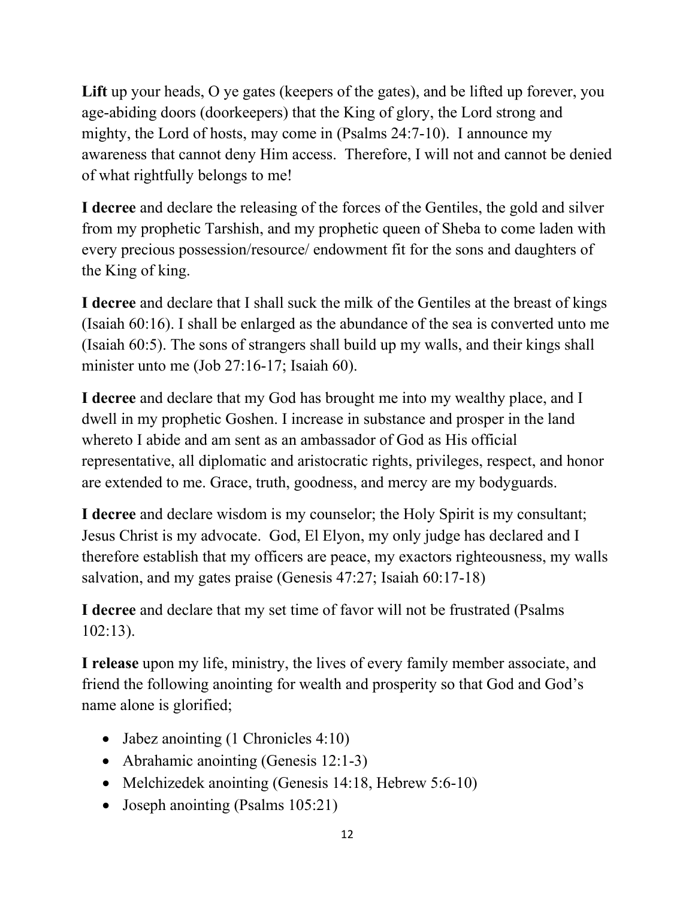**Lift** up your heads, O ye gates (keepers of the gates), and be lifted up forever, you age-abiding doors (doorkeepers) that the King of glory, the Lord strong and mighty, the Lord of hosts, may come in (Psalms 24:7-10). I announce my awareness that cannot deny Him access. Therefore, I will not and cannot be denied of what rightfully belongs to me!

**I decree** and declare the releasing of the forces of the Gentiles, the gold and silver from my prophetic Tarshish, and my prophetic queen of Sheba to come laden with every precious possession/resource/ endowment fit for the sons and daughters of the King of king.

**I decree** and declare that I shall suck the milk of the Gentiles at the breast of kings (Isaiah 60:16). I shall be enlarged as the abundance of the sea is converted unto me (Isaiah 60:5). The sons of strangers shall build up my walls, and their kings shall minister unto me (Job 27:16-17; Isaiah 60).

**I decree** and declare that my God has brought me into my wealthy place, and I dwell in my prophetic Goshen. I increase in substance and prosper in the land whereto I abide and am sent as an ambassador of God as His official representative, all diplomatic and aristocratic rights, privileges, respect, and honor are extended to me. Grace, truth, goodness, and mercy are my bodyguards.

**I decree** and declare wisdom is my counselor; the Holy Spirit is my consultant; Jesus Christ is my advocate. God, El Elyon, my only judge has declared and I therefore establish that my officers are peace, my exactors righteousness, my walls salvation, and my gates praise (Genesis 47:27; Isaiah 60:17-18)

**I decree** and declare that my set time of favor will not be frustrated (Psalms 102:13).

**I release** upon my life, ministry, the lives of every family member associate, and friend the following anointing for wealth and prosperity so that God and God's name alone is glorified;

- Jabez anointing (1 Chronicles 4:10)
- Abrahamic anointing (Genesis 12:1-3)
- Melchizedek anointing (Genesis 14:18, Hebrew 5:6-10)
- Joseph anointing (Psalms 105:21)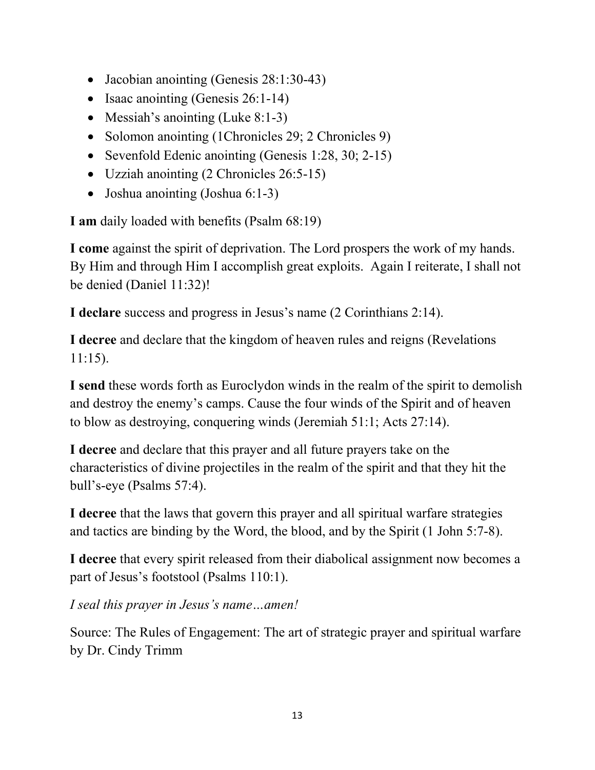- Jacobian anointing (Genesis 28:1:30-43)
- Isaac anointing (Genesis 26:1-14)
- Messiah's anointing (Luke 8:1-3)
- Solomon anointing (1Chronicles 29; 2 Chronicles 9)
- Sevenfold Edenic anointing (Genesis 1:28, 30; 2-15)
- Uzziah anointing (2 Chronicles 26:5-15)
- Joshua anointing (Joshua 6:1-3)

**I am** daily loaded with benefits (Psalm 68:19)

**I come** against the spirit of deprivation. The Lord prospers the work of my hands. By Him and through Him I accomplish great exploits. Again I reiterate, I shall not be denied (Daniel 11:32)!

**I declare** success and progress in Jesus's name (2 Corinthians 2:14).

**I decree** and declare that the kingdom of heaven rules and reigns (Revelations 11:15).

**I send** these words forth as Euroclydon winds in the realm of the spirit to demolish and destroy the enemy's camps. Cause the four winds of the Spirit and of heaven to blow as destroying, conquering winds (Jeremiah 51:1; Acts 27:14).

**I decree** and declare that this prayer and all future prayers take on the characteristics of divine projectiles in the realm of the spirit and that they hit the bull's-eye (Psalms 57:4).

**I decree** that the laws that govern this prayer and all spiritual warfare strategies and tactics are binding by the Word, the blood, and by the Spirit (1 John 5:7-8).

**I decree** that every spirit released from their diabolical assignment now becomes a part of Jesus's footstool (Psalms 110:1).

*I seal this prayer in Jesus's name…amen!*

Source: The Rules of Engagement: The art of strategic prayer and spiritual warfare by Dr. Cindy Trimm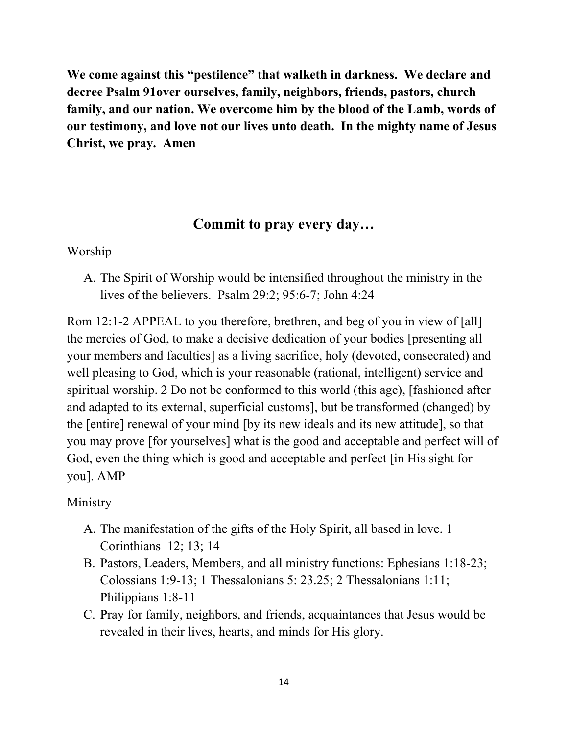**We come against this "pestilence" that walketh in darkness. We declare and decree Psalm 91over ourselves, family, neighbors, friends, pastors, church family, and our nation. We overcome him by the blood of the Lamb, words of our testimony, and love not our lives unto death. In the mighty name of Jesus Christ, we pray. Amen**

## Commit to pray every day…

Worship

A. The Spirit of Worship would be intensified throughout the ministry in the lives of the believers. Psalm 29:2; 95:6-7; John 4:24

Rom 12:1-2 APPEAL to you therefore, brethren, and beg of you in view of [all] the mercies of God, to make a decisive dedication of your bodies [presenting all your members and faculties] as a living sacrifice, holy (devoted, consecrated) and well pleasing to God, which is your reasonable (rational, intelligent) service and spiritual worship. 2 Do not be conformed to this world (this age), [fashioned after and adapted to its external, superficial customs], but be transformed (changed) by the [entire] renewal of your mind [by its new ideals and its new attitude], so that you may prove [for yourselves] what is the good and acceptable and perfect will of God, even the thing which is good and acceptable and perfect [in His sight for you]. AMP

Ministry

A. The manifestation of the gifts of the Holy Spirit, all based in love. 1 Corinthians 12; 13; 14
B. Pastors, Leaders, Members, and all ministry functions: Ephesians 1:18-23; Colossians 1:9-13; 1 Thessalonians 5: 23.25; 2 Thessalonians 1:11; Philippians 1:8-11
C. Pray for family, neighbors, and friends, acquaintances that Jesus would be revealed in their lives, hearts, and minds for His glory.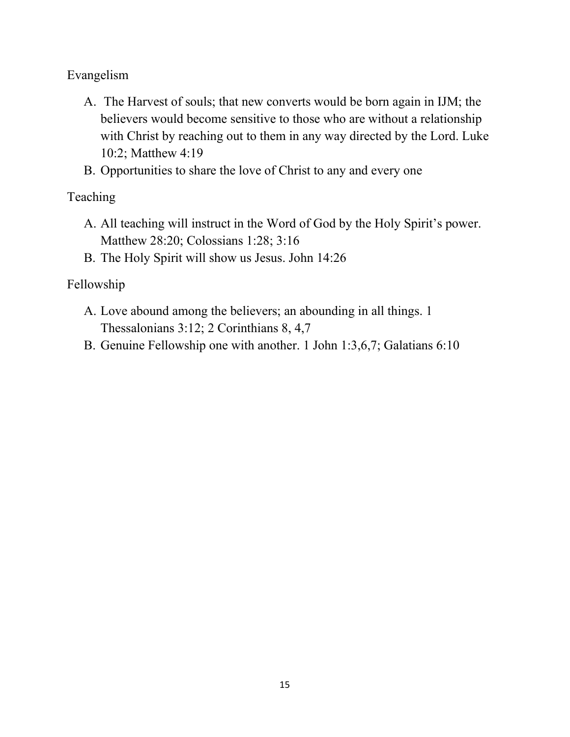Evangelism

A. The Harvest of souls; that new converts would be born again in IJM; the believers would become sensitive to those who are without a relationship with Christ by reaching out to them in any way directed by the Lord. Luke 10:2; Matthew 4:19
B. Opportunities to share the love of Christ to any and every one

Teaching

A. All teaching will instruct in the Word of God by the Holy Spirit's power. Matthew 28:20; Colossians 1:28; 3:16
B. The Holy Spirit will show us Jesus. John 14:26

Fellowship

A. Love abound among the believers; an abounding in all things. 1 Thessalonians 3:12; 2 Corinthians 8, 4,7
B. Genuine Fellowship one with another. 1 John 1:3,6,7; Galatians 6:10